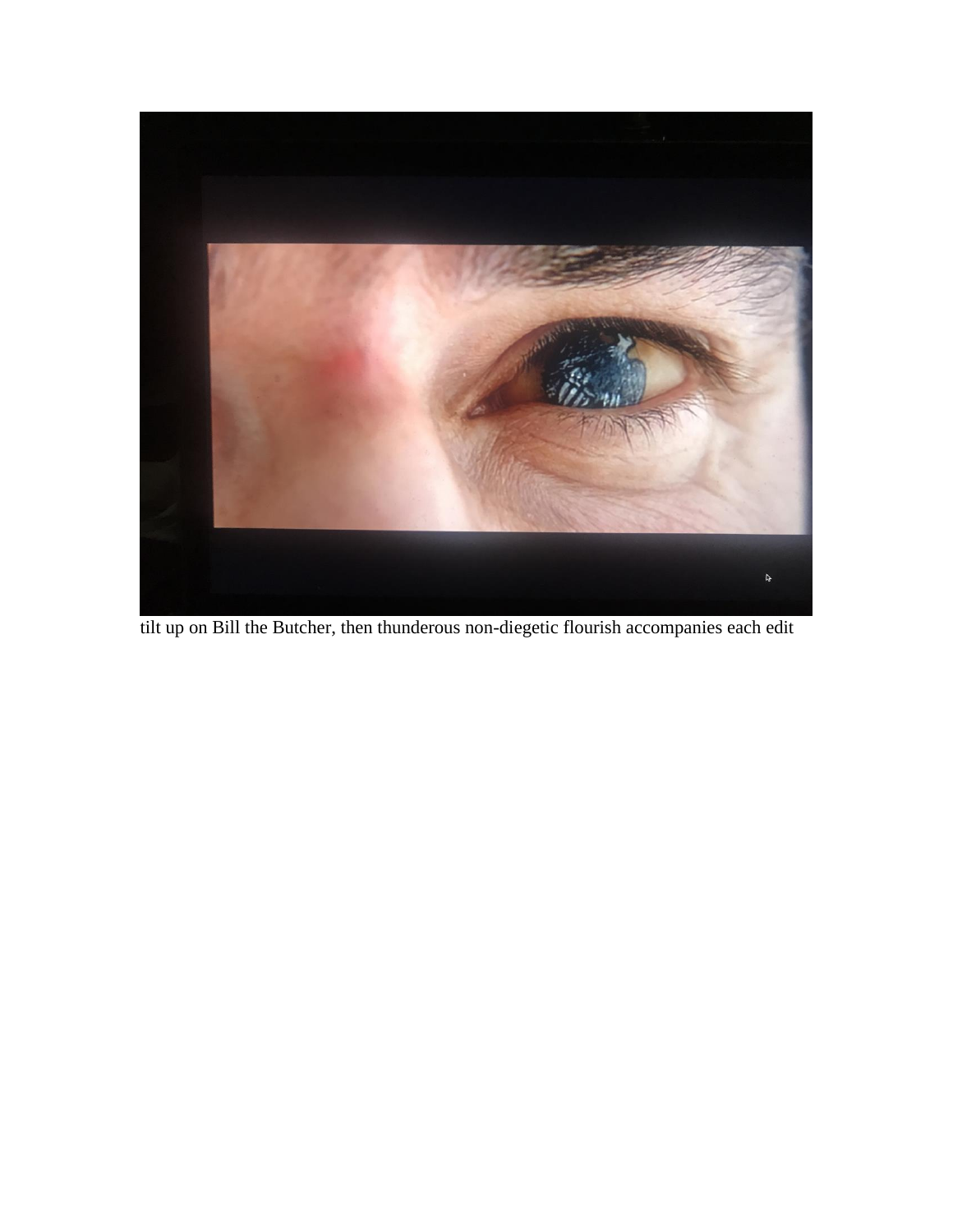tilt up on Bill the Butcher, then thunderous non-diegetic flourish accompanies each edit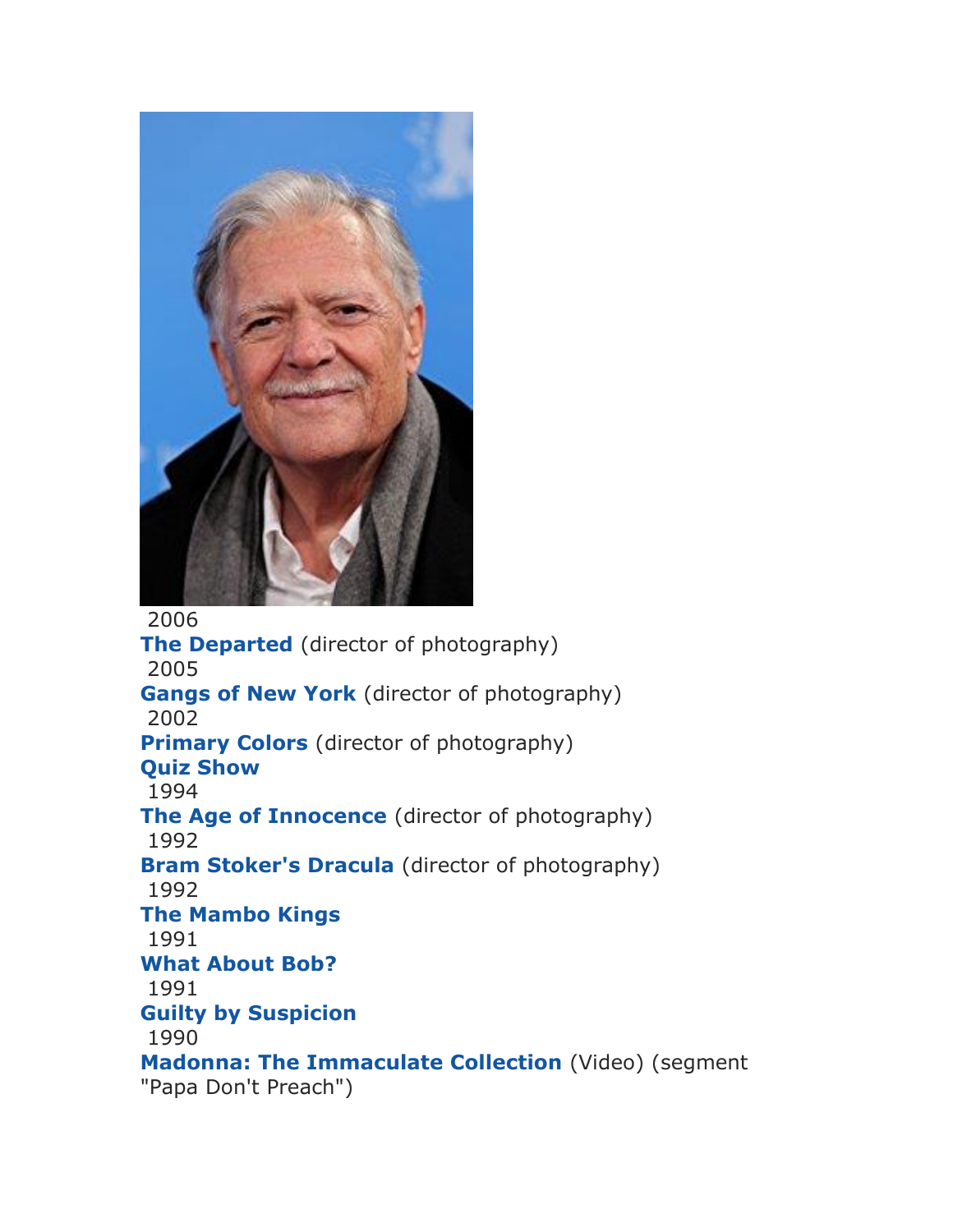2006

**The Departed** (director of photography)

2005

**Gangs of New York** (director of photography)

2002

**Primary Colors** (director of photography)

**Quiz Show**

1994

**The Age of Innocence** (director of photography)

1992

**Bram Stoker's Dracula** (director of photography)

1992

**The Mambo Kings**

1991

**What About Bob?**

1991

**Guilty by Suspicion**

1990

**Madonna: The Immaculate Collection** (Video) (segment "Papa Don't Preach")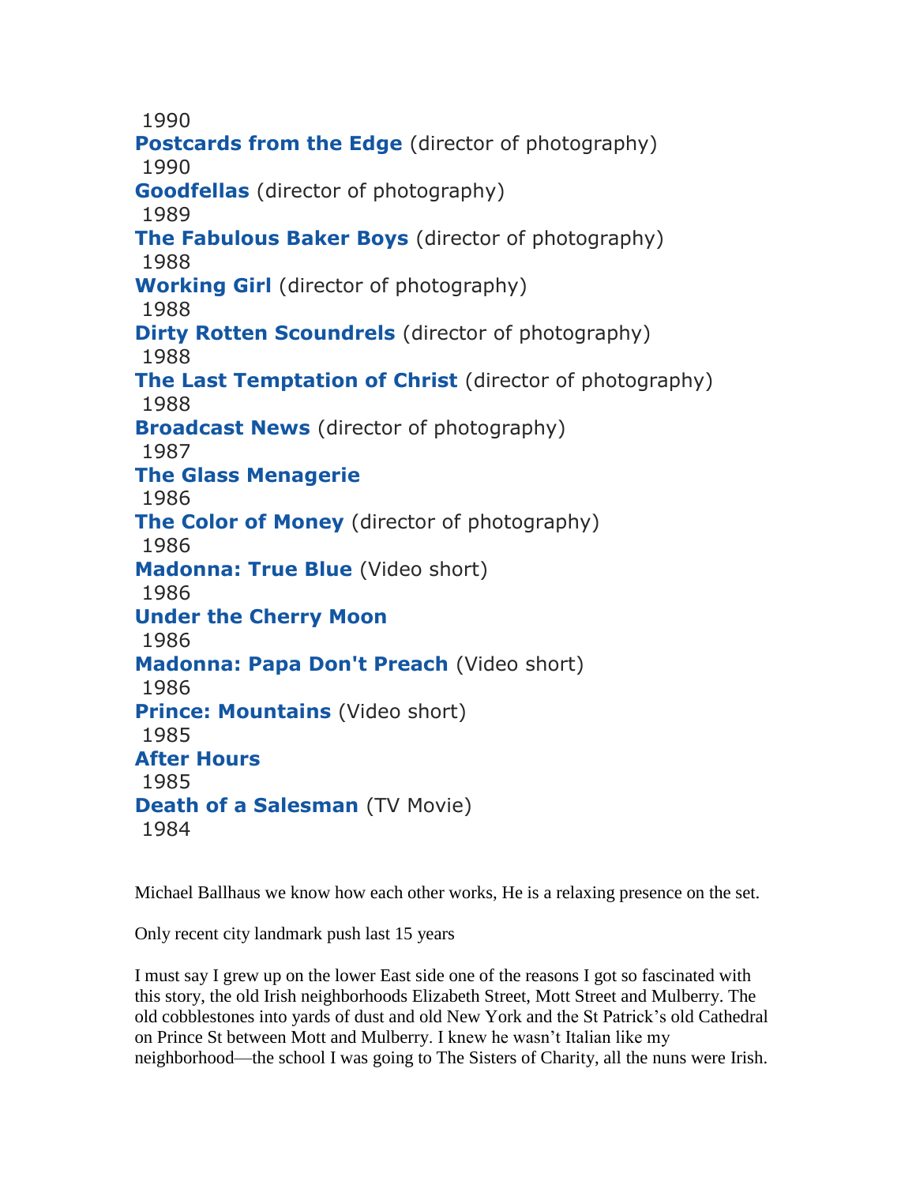1990

**Postcards from the Edge** (director of photography)

1990

**Goodfellas** (director of photography)

1989

**The Fabulous Baker Boys** (director of photography)

1988

**Working Girl** (director of photography)

1988

**Dirty Rotten Scoundrels** (director of photography)

1988

**The Last Temptation of Christ** (director of photography)

1988

**Broadcast News** (director of photography)

1987

**The Glass Menagerie**

1986

**The Color of Money** (director of photography)

1986

**Madonna: True Blue** (Video short)

1986

**Under the Cherry Moon**

1986

**Madonna: Papa Don't Preach** (Video short)

1986

**Prince: Mountains** (Video short)

1985

**After Hours**

1985

**Death of a Salesman** (TV Movie)

1984

Michael Ballhaus we know how each other works, He is a relaxing presence on the set.

Only recent city landmark push last 15 years

I must say I grew up on the lower East side one of the reasons I got so fascinated with this story, the old Irish neighborhoods Elizabeth Street, Mott Street and Mulberry. The old cobblestones into yards of dust and old New York and the St Patrick's old Cathedral on Prince St between Mott and Mulberry. I knew he wasn't Italian like my neighborhood—the school I was going to The Sisters of Charity, all the nuns were Irish.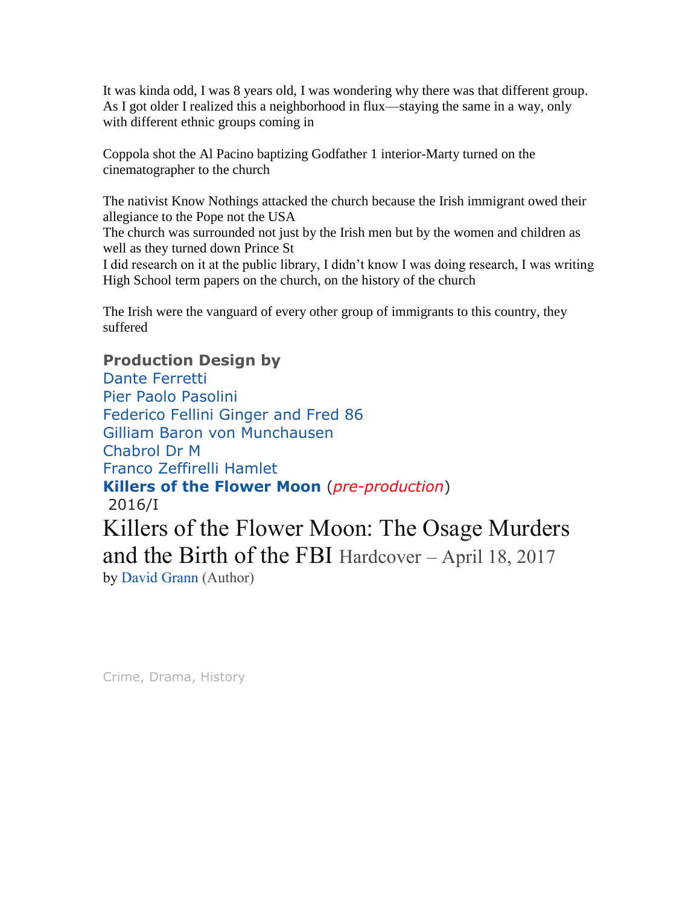It was kinda odd, I was 8 years old, I was wondering why there was that different group. As I got older I realized this a neighborhood in flux—staying the same in a way, only with different ethnic groups coming in

Coppola shot the Al Pacino baptizing Godfather 1 interior-Marty turned on the cinematographer to the church

The nativist Know Nothings attacked the church because the Irish immigrant owed their allegiance to the Pope not the USA
The church was surrounded not just by the Irish men but by the women and children as well as they turned down Prince St
I did research on it at the public library, I didn't know I was doing research, I was writing High School term papers on the church, on the history of the church

The Irish were the vanguard of every other group of immigrants to this country, they suffered

**Production Design by**
Dante Ferretti
Pier Paolo Pasolini
Federico Fellini Ginger and Fred 86
Gilliam Baron von Munchausen
Chabrol Dr M
Franco Zeffirelli Hamlet
**Killers of the Flower Moon** (*pre-production*)
2016/I

# Killers of the Flower Moon: The Osage Murders and the Birth of the FBI Hardcover – April 18, 2017

by David Grann (Author)

Crime, Drama, History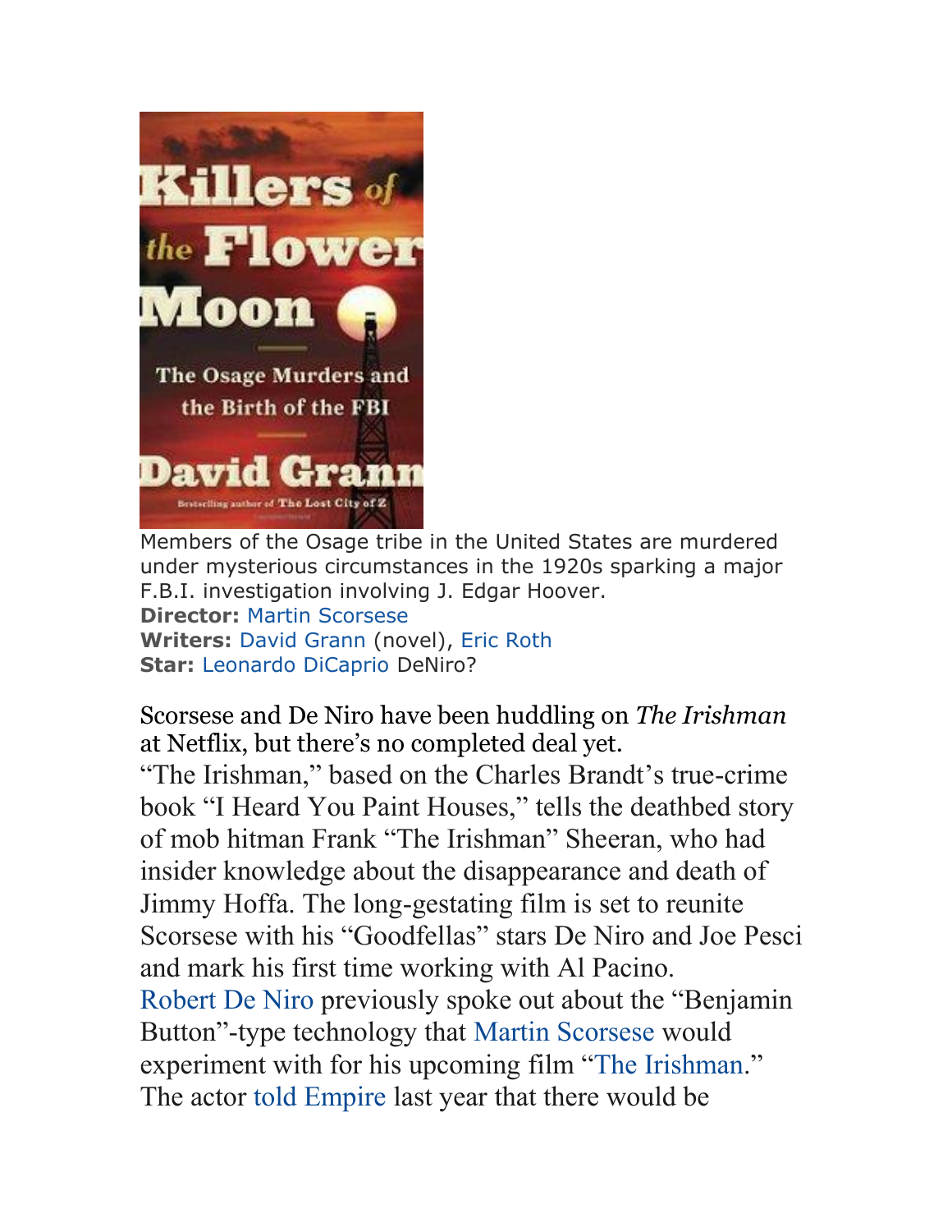Members of the Osage tribe in the United States are murdered under mysterious circumstances in the 1920s sparking a major F.B.I. investigation involving J. Edgar Hoover.
**Director:** Martin Scorsese
**Writers:** David Grann (novel), Eric Roth
**Star:** Leonardo DiCaprio DeNiro?

Scorsese and De Niro have been huddling on *The Irishman* at Netflix, but there's no completed deal yet.
"The Irishman," based on the Charles Brandt's true-crime book "I Heard You Paint Houses," tells the deathbed story of mob hitman Frank "The Irishman" Sheeran, who had insider knowledge about the disappearance and death of Jimmy Hoffa. The long-gestating film is set to reunite Scorsese with his "Goodfellas" stars De Niro and Joe Pesci and mark his first time working with Al Pacino.
Robert De Niro previously spoke out about the "Benjamin Button"-type technology that Martin Scorsese would experiment with for his upcoming film "The Irishman." The actor told Empire last year that there would be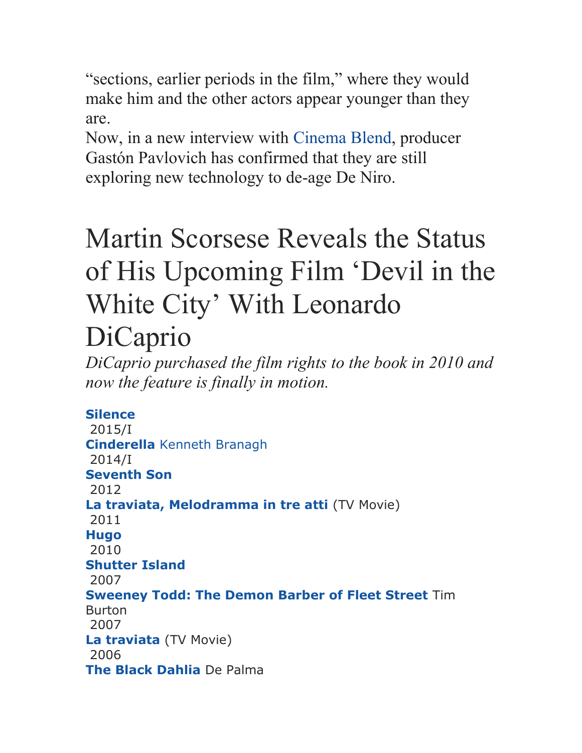“sections, earlier periods in the film,” where they would make him and the other actors appear younger than they are.

Now, in a new interview with Cinema Blend, producer Gastón Pavlovich has confirmed that they are still exploring new technology to de-age De Niro.

# Martin Scorsese Reveals the Status of His Upcoming Film ‘Devil in the White City’ With Leonardo DiCaprio

*DiCaprio purchased the film rights to the book in 2010 and now the feature is finally in motion.*

**Silence**
2015/I
**Cinderella** Kenneth Branagh
2014/I
**Seventh Son**
2012
**La traviata, Melodramma in tre atti** (TV Movie)
2011
**Hugo**
2010
**Shutter Island**
2007
**Sweeney Todd: The Demon Barber of Fleet Street** Tim Burton
2007
**La traviata** (TV Movie)
2006
**The Black Dahlia** De Palma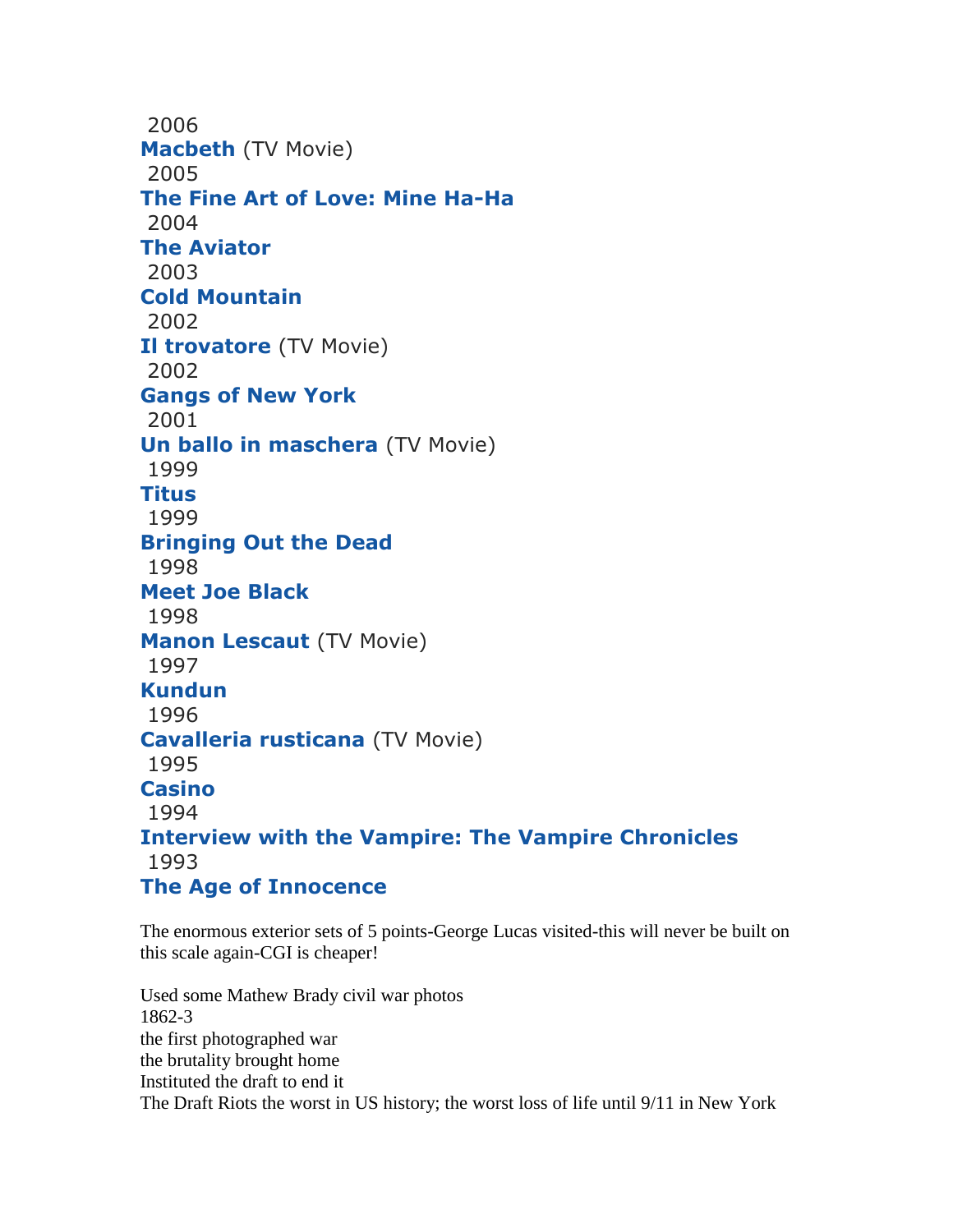2006
**Macbeth** (TV Movie)
2005
**The Fine Art of Love: Mine Ha-Ha**
2004
**The Aviator**
2003
**Cold Mountain**
2002
**Il trovatore** (TV Movie)
2002
**Gangs of New York**
2001
**Un ballo in maschera** (TV Movie)
1999
**Titus**
1999
**Bringing Out the Dead**
1998
**Meet Joe Black**
1998
**Manon Lescaut** (TV Movie)
1997
**Kundun**
1996
**Cavalleria rusticana** (TV Movie)
1995
**Casino**
1994
**Interview with the Vampire: The Vampire Chronicles**
1993
**The Age of Innocence**

The enormous exterior sets of 5 points-George Lucas visited-this will never be built on this scale again-CGI is cheaper!

Used some Mathew Brady civil war photos
1862-3
the first photographed war
the brutality brought home
Instituted the draft to end it
The Draft Riots the worst in US history; the worst loss of life until 9/11 in New York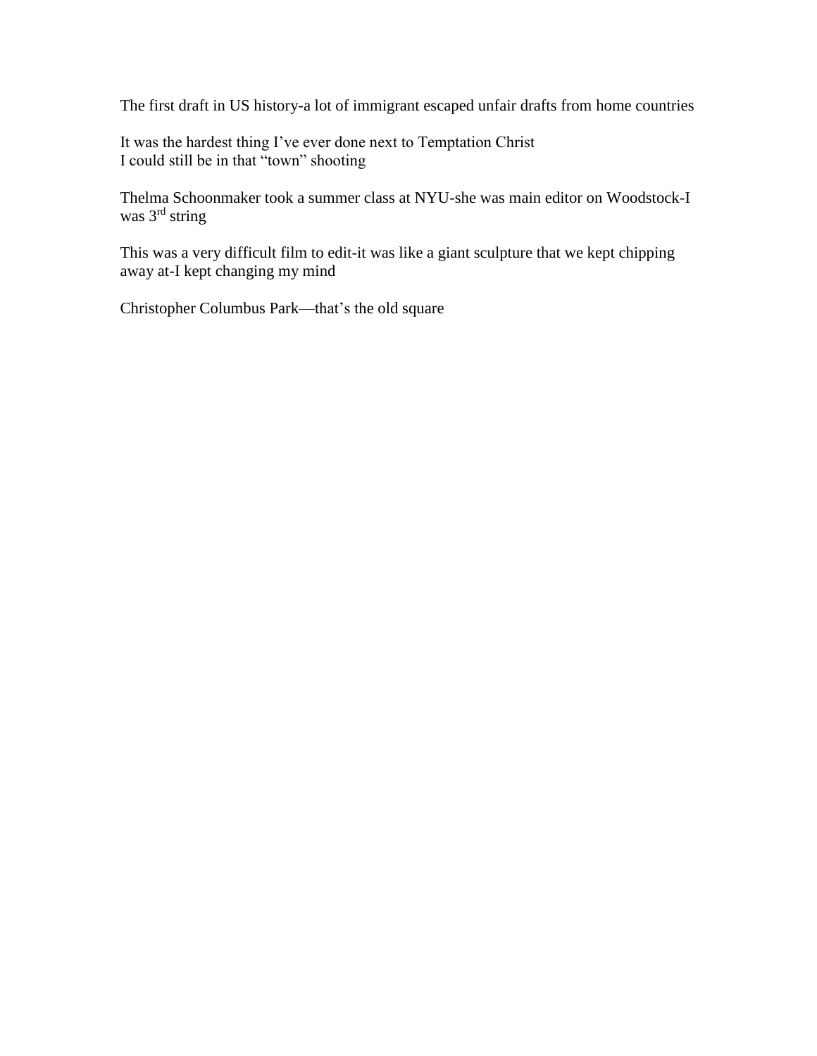The first draft in US history-a lot of immigrant escaped unfair drafts from home countries

It was the hardest thing I've ever done next to Temptation Christ
I could still be in that "town" shooting

Thelma Schoonmaker took a summer class at NYU-she was main editor on Woodstock-I was 3rd string

This was a very difficult film to edit-it was like a giant sculpture that we kept chipping away at-I kept changing my mind

Christopher Columbus Park—that's the old square